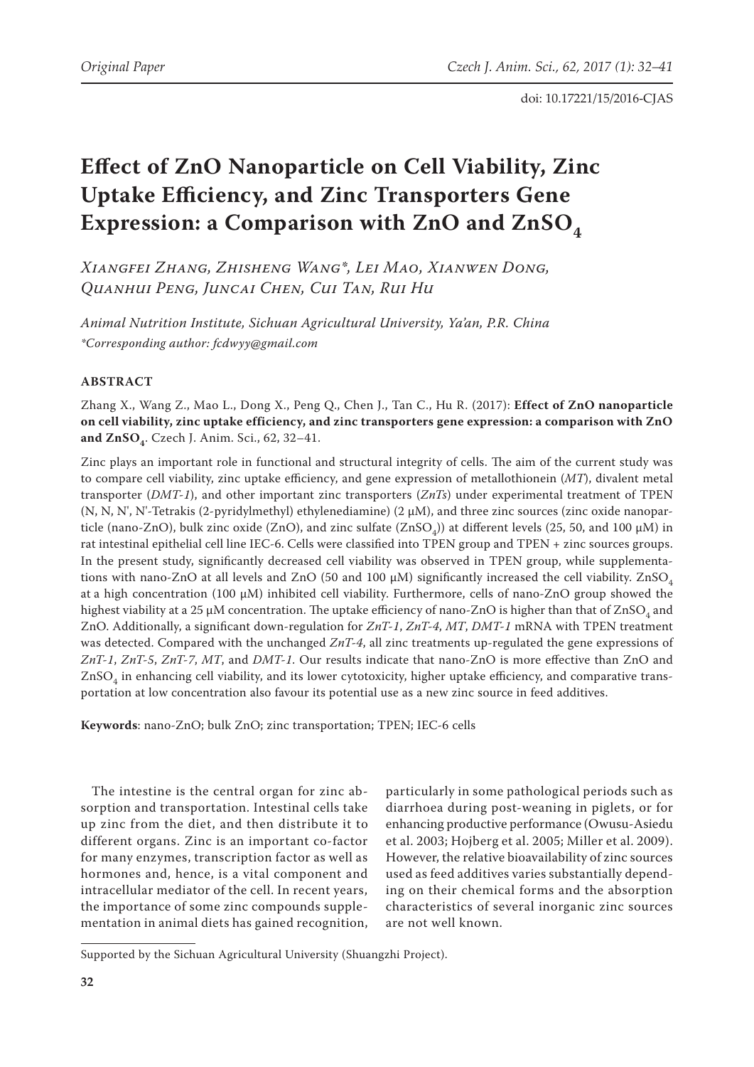Original Paper

doi: 10.17221/15/2016-CJAS

# Effect of ZnO Nanoparticle on Cell Viability, Zinc Uptake Efficiency, and Zinc Transporters Gene Expression: a Comparison with ZnO and $ZnSO_4$

*Xiangfei Zhang, Zhisheng Wang\*, Lei Mao, Xianwen Dong, Quanhui Peng, Juncai Chen, Cui Tan, Rui Hu*

*Animal Nutrition Institute, Sichuan Agricultural University, Ya'an, P.R. China*
*\*Corresponding author: fcdwyy@gmail.com*

## ABSTRACT

Zhang X., Wang Z., Mao L., Dong X., Peng Q., Chen J., Tan C., Hu R. (2017): **Effect of ZnO nanoparticle on cell viability, zinc uptake efficiency, and zinc transporters gene expression: a comparison with ZnO and $ZnSO_4$**. Czech J. Anim. Sci., 62, 32–41.

Zinc plays an important role in functional and structural integrity of cells. The aim of the current study was to compare cell viability, zinc uptake efficiency, and gene expression of metallothionein (*MT*), divalent metal transporter (*DMT-1*), and other important zinc transporters (*ZnTs*) under experimental treatment of TPEN (N, N, N', N'-Tetrakis (2-pyridylmethyl) ethylenediamine) (2 µM), and three zinc sources (zinc oxide nanoparticle (nano-ZnO), bulk zinc oxide (ZnO), and zinc sulfate ($ZnSO_4$)) at different levels (25, 50, and 100 µM) in rat intestinal epithelial cell line IEC-6. Cells were classified into TPEN group and TPEN + zinc sources groups. In the present study, significantly decreased cell viability was observed in TPEN group, while supplementations with nano-ZnO at all levels and ZnO (50 and 100 µM) significantly increased the cell viability. $ZnSO_4$ at a high concentration (100 µM) inhibited cell viability. Furthermore, cells of nano-ZnO group showed the highest viability at a 25 µM concentration. The uptake efficiency of nano-ZnO is higher than that of $ZnSO_4$ and ZnO. Additionally, a significant down-regulation for *ZnT-1*, *ZnT-4*, *MT*, *DMT-1* mRNA with TPEN treatment was detected. Compared with the unchanged *ZnT-4*, all zinc treatments up-regulated the gene expressions of *ZnT-1*, *ZnT-5*, *ZnT-7*, *MT*, and *DMT-1*. Our results indicate that nano-ZnO is more effective than ZnO and $ZnSO_4$ in enhancing cell viability, and its lower cytotoxicity, higher uptake efficiency, and comparative transportation at low concentration also favour its potential use as a new zinc source in feed additives.

**Keywords**: nano-ZnO; bulk ZnO; zinc transportation; TPEN; IEC-6 cells

The intestine is the central organ for zinc absorption and transportation. Intestinal cells take up zinc from the diet, and then distribute it to different organs. Zinc is an important co-factor for many enzymes, transcription factor as well as hormones and, hence, is a vital component and intracellular mediator of the cell. In recent years, the importance of some zinc compounds supplementation in animal diets has gained recognition, particularly in some pathological periods such as diarrhoea during post-weaning in piglets, or for enhancing productive performance (Owusu-Asiedu et al. 2003; Hojberg et al. 2005; Miller et al. 2009). However, the relative bioavailability of zinc sources used as feed additives varies substantially depending on their chemical forms and the absorption characteristics of several inorganic zinc sources are not well known.

Supported by the Sichuan Agricultural University (Shuangzhi Project).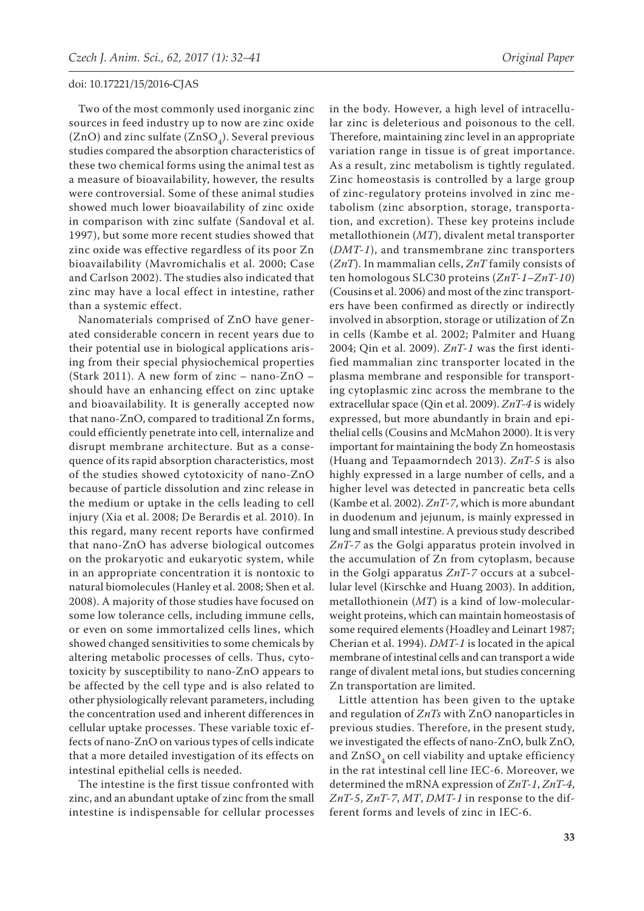Two of the most commonly used inorganic zinc sources in feed industry up to now are zinc oxide ($ZnO$) and zinc sulfate ($ZnSO_4$). Several previous studies compared the absorption characteristics of these two chemical forms using the animal test as a measure of bioavailability, however, the results were controversial. Some of these animal studies showed much lower bioavailability of zinc oxide in comparison with zinc sulfate (Sandoval et al. 1997), but some more recent studies showed that zinc oxide was effective regardless of its poor Zn bioavailability (Mavromichalis et al. 2000; Case and Carlson 2002). The studies also indicated that zinc may have a local effect in intestine, rather than a systemic effect.

Nanomaterials comprised of ZnO have generated considerable concern in recent years due to their potential use in biological applications arising from their special physiochemical properties (Stark 2011). A new form of zinc – nano-ZnO – should have an enhancing effect on zinc uptake and bioavailability. It is generally accepted now that nano-ZnO, compared to traditional Zn forms, could efficiently penetrate into cell, internalize and disrupt membrane architecture. But as a consequence of its rapid absorption characteristics, most of the studies showed cytotoxicity of nano-ZnO because of particle dissolution and zinc release in the medium or uptake in the cells leading to cell injury (Xia et al. 2008; De Berardis et al. 2010). In this regard, many recent reports have confirmed that nano-ZnO has adverse biological outcomes on the prokaryotic and eukaryotic system, while in an appropriate concentration it is nontoxic to natural biomolecules (Hanley et al. 2008; Shen et al. 2008). A majority of those studies have focused on some low tolerance cells, including immune cells, or even on some immortalized cells lines, which showed changed sensitivities to some chemicals by altering metabolic processes of cells. Thus, cytotoxicity by susceptibility to nano-ZnO appears to be affected by the cell type and is also related to other physiologically relevant parameters, including the concentration used and inherent differences in cellular uptake processes. These variable toxic effects of nano-ZnO on various types of cells indicate that a more detailed investigation of its effects on intestinal epithelial cells is needed.

The intestine is the first tissue confronted with zinc, and an abundant uptake of zinc from the small intestine is indispensable for cellular processes in the body. However, a high level of intracellular zinc is deleterious and poisonous to the cell. Therefore, maintaining zinc level in an appropriate variation range in tissue is of great importance. As a result, zinc metabolism is tightly regulated. Zinc homeostasis is controlled by a large group of zinc-regulatory proteins involved in zinc metabolism (zinc absorption, storage, transportation, and excretion). These key proteins include metallothionein (*MT*), divalent metal transporter (*DMT-1*), and transmembrane zinc transporters (*ZnT*). In mammalian cells, *ZnT* family consists of ten homologous SLC30 proteins (*ZnT-1*–*ZnT-10*) (Cousins et al. 2006) and most of the zinc transporters have been confirmed as directly or indirectly involved in absorption, storage or utilization of Zn in cells (Kambe et al. 2002; Palmiter and Huang 2004; Qin et al. 2009). *ZnT-1* was the first identified mammalian zinc transporter located in the plasma membrane and responsible for transporting cytoplasmic zinc across the membrane to the extracellular space (Qin et al. 2009). *ZnT-4* is widely expressed, but more abundantly in brain and epithelial cells (Cousins and McMahon 2000). It is very important for maintaining the body Zn homeostasis (Huang and Tepaamorndech 2013). *ZnT-5* is also highly expressed in a large number of cells, and a higher level was detected in pancreatic beta cells (Kambe et al. 2002). *ZnT-7*, which is more abundant in duodenum and jejunum, is mainly expressed in lung and small intestine. A previous study described *ZnT-7* as the Golgi apparatus protein involved in the accumulation of Zn from cytoplasm, because in the Golgi apparatus *ZnT-7* occurs at a subcellular level (Kirschke and Huang 2003). In addition, metallothionein (*MT*) is a kind of low-molecular-weight proteins, which can maintain homeostasis of some required elements (Hoadley and Leinart 1987; Cherian et al. 1994). *DMT-1* is located in the apical membrane of intestinal cells and can transport a wide range of divalent metal ions, but studies concerning Zn transportation are limited.

Little attention has been given to the uptake and regulation of *ZnTs* with ZnO nanoparticles in previous studies. Therefore, in the present study, we investigated the effects of nano-ZnO, bulk ZnO, and $ZnSO_4$ on cell viability and uptake efficiency in the rat intestinal cell line IEC-6. Moreover, we determined the mRNA expression of *ZnT-1*, *ZnT-4*, *ZnT-5*, *ZnT-7*, *MT*, *DMT-1* in response to the different forms and levels of zinc in IEC-6.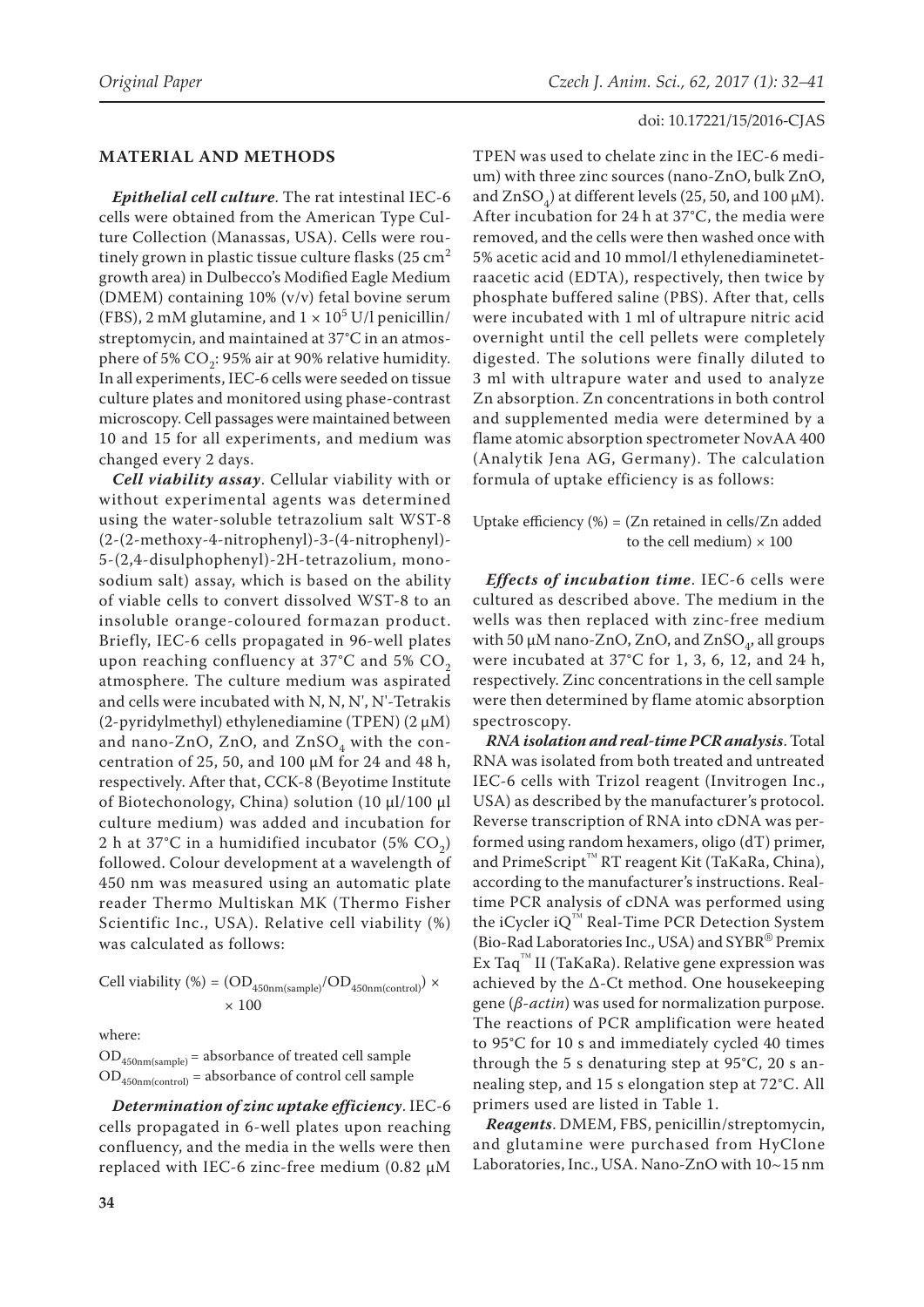## MATERIAL AND METHODS

***Epithelial cell culture***. The rat intestinal IEC-6 cells were obtained from the American Type Culture Collection (Manassas, USA). Cells were routinely grown in plastic tissue culture flasks (25 $cm^2$ growth area) in Dulbecco's Modified Eagle Medium (DMEM) containing 10% (v/v) fetal bovine serum (FBS), 2 mM glutamine, and $1 \times 10^5$ U/l penicillin/streptomycin, and maintained at 37°C in an atmosphere of 5% $CO_2$: 95% air at 90% relative humidity. In all experiments, IEC-6 cells were seeded on tissue culture plates and monitored using phase-contrast microscopy. Cell passages were maintained between 10 and 15 for all experiments, and medium was changed every 2 days.

***Cell viability assay***. Cellular viability with or without experimental agents was determined using the water-soluble tetrazolium salt WST-8 (2-(2-methoxy-4-nitrophenyl)-3-(4-nitrophenyl)-5-(2,4-disulphophenyl)-2H-tetrazolium, monosodium salt) assay, which is based on the ability of viable cells to convert dissolved WST-8 to an insoluble orange-coloured formazan product. Briefly, IEC-6 cells propagated in 96-well plates upon reaching confluency at 37°C and 5% $CO_2$ atmosphere. The culture medium was aspirated and cells were incubated with N, N, N', N'-Tetrakis (2-pyridylmethyl) ethylenediamine (TPEN) (2 μM) and nano-ZnO, ZnO, and $ZnSO_4$ with the concentration of 25, 50, and 100 μM for 24 and 48 h, respectively. After that, CCK-8 (Beyotime Institute of Biotechonology, China) solution (10 μl/100 μl culture medium) was added and incubation for 2 h at 37°C in a humidified incubator (5% $CO_2$) followed. Colour development at a wavelength of 450 nm was measured using an automatic plate reader Thermo Multiskan MK (Thermo Fisher Scientific Inc., USA). Relative cell viability (%) was calculated as follows:

$$\text{Cell viability (\%)} = (OD_{450nm(sample)}/OD_{450nm(control)}) \times 100$$

where:

$OD_{450nm(sample)}$ = absorbance of treated cell sample
$OD_{450nm(control)}$ = absorbance of control cell sample

***Determination of zinc uptake efficiency***. IEC-6 cells propagated in 6-well plates upon reaching confluency, and the media in the wells were then replaced with IEC-6 zinc-free medium (0.82 μM TPEN was used to chelate zinc in the IEC-6 medium) with three zinc sources (nano-ZnO, bulk ZnO, and $ZnSO_4$) at different levels (25, 50, and 100 μM). After incubation for 24 h at 37°C, the media were removed, and the cells were then washed once with 5% acetic acid and 10 mmol/l ethylenediaminetetraacetic acid (EDTA), respectively, then twice by phosphate buffered saline (PBS). After that, cells were incubated with 1 ml of ultrapure nitric acid overnight until the cell pellets were completely digested. The solutions were finally diluted to 3 ml with ultrapure water and used to analyze Zn absorption. Zn concentrations in both control and supplemented media were determined by a flame atomic absorption spectrometer NovAA 400 (Analytik Jena AG, Germany). The calculation formula of uptake efficiency is as follows:

$$\text{Uptake efficiency (\%)} = (\text{Zn retained in cells/Zn added to the cell medium}) \times 100$$

***Effects of incubation time***. IEC-6 cells were cultured as described above. The medium in the wells was then replaced with zinc-free medium with 50 μM nano-ZnO, ZnO, and $ZnSO_4$, all groups were incubated at 37°C for 1, 3, 6, 12, and 24 h, respectively. Zinc concentrations in the cell sample were then determined by flame atomic absorption spectroscopy.

***RNA isolation and real-time PCR analysis***. Total RNA was isolated from both treated and untreated IEC-6 cells with Trizol reagent (Invitrogen Inc., USA) as described by the manufacturer's protocol. Reverse transcription of RNA into cDNA was performed using random hexamers, oligo (dT) primer, and PrimeScript™ RT reagent Kit (TaKaRa, China), according to the manufacturer's instructions. Real-time PCR analysis of cDNA was performed using the iCycler iQ™ Real-Time PCR Detection System (Bio-Rad Laboratories Inc., USA) and SYBR® Premix Ex Taq™ II (TaKaRa). Relative gene expression was achieved by the Δ-Ct method. One housekeeping gene (*β-actin*) was used for normalization purpose. The reactions of PCR amplification were heated to 95°C for 10 s and immediately cycled 40 times through the 5 s denaturing step at 95°C, 20 s annealing step, and 15 s elongation step at 72°C. All primers used are listed in Table 1.

***Reagents***. DMEM, FBS, penicillin/streptomycin, and glutamine were purchased from HyClone Laboratories, Inc., USA. Nano-ZnO with 10~15 nm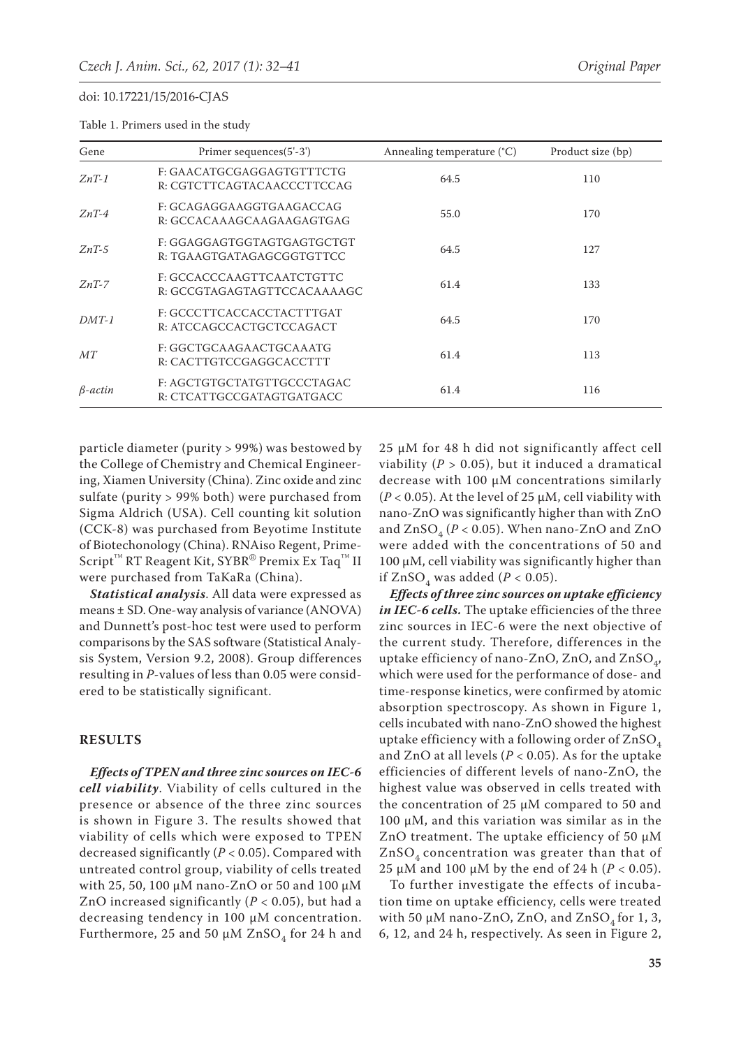Table 1. Primers used in the study

| Gene | Primer sequences(5'-3') | Annealing temperature (°C) | Product size (bp) |
|---|---|---|---|
| *ZnT-1* | F: GAACATGCGAGGAGTGTTTCTG<br>R: CGTCTTCAGTACAACCCTTCCAG | 64.5 | 110 |
| *ZnT-4* | F: GCAGAGGAAGGTGAAGACCAG<br>R: GCCACAAAGCAAGAAGAGTGAG | 55.0 | 170 |
| *ZnT-5* | F: GGAGGAGTGGTAGTGAGTGCTGT<br>R: TGAAGTGATAGAGCGGTGTTCC | 64.5 | 127 |
| *ZnT-7* | F: GCCACCCAAGTTCAATCTGTTC<br>R: GCCGTAGAGTAGTTCCACAAAAGC | 61.4 | 133 |
| *DMT-1* | F: GCCCTTCACCACCTACTTTGAT<br>R: ATCCAGCCACTGCTCCAGACT | 64.5 | 170 |
| *MT* | F: GGCTGCAAGAACTGCAAATG<br>R: CACTTGTCCGAGGCACCTTT | 61.4 | 113 |
| *β-actin* | F: AGCTGTGCTATGTTGCCCTAGAC<br>R: CTCATTGCCGATAGTGATGACC | 61.4 | 116 |

particle diameter (purity > 99%) was bestowed by the College of Chemistry and Chemical Engineering, Xiamen University (China). Zinc oxide and zinc sulfate (purity > 99% both) were purchased from Sigma Aldrich (USA). Cell counting kit solution (CCK-8) was purchased from Beyotime Institute of Biotechonology (China). RNAiso Regent, PrimeScript™ RT Reagent Kit, SYBR® Premix Ex Taq™ II were purchased from TaKaRa (China).

***Statistical analysis***. All data were expressed as means ± SD. One-way analysis of variance (ANOVA) and Dunnett's post-hoc test were used to perform comparisons by the SAS software (Statistical Analysis System, Version 9.2, 2008). Group differences resulting in *P*-values of less than 0.05 were considered to be statistically significant.

## RESULTS

***Effects of TPEN and three zinc sources on IEC-6 cell viability***. Viability of cells cultured in the presence or absence of the three zinc sources is shown in Figure 3. The results showed that viability of cells which were exposed to TPEN decreased significantly ($P < 0.05$). Compared with untreated control group, viability of cells treated with 25, 50, 100 μM nano-ZnO or 50 and 100 μM ZnO increased significantly ($P < 0.05$), but had a decreasing tendency in 100 μM concentration. Furthermore, 25 and 50 μM $ZnSO_4$ for 24 h and 25 μM for 48 h did not significantly affect cell viability ($P > 0.05$), but it induced a dramatical decrease with 100 μM concentrations similarly ($P < 0.05$). At the level of 25 μM, cell viability with nano-ZnO was significantly higher than with ZnO and $ZnSO_4$ ($P < 0.05$). When nano-ZnO and ZnO were added with the concentrations of 50 and 100 μM, cell viability was significantly higher than if $ZnSO_4$ was added ($P < 0.05$).

***Effects of three zinc sources on uptake efficiency in IEC-6 cells.*** The uptake efficiencies of the three zinc sources in IEC-6 were the next objective of the current study. Therefore, differences in the uptake efficiency of nano-ZnO, ZnO, and $ZnSO_4$, which were used for the performance of dose- and time-response kinetics, were confirmed by atomic absorption spectroscopy. As shown in Figure 1, cells incubated with nano-ZnO showed the highest uptake efficiency with a following order of $ZnSO_4$ and ZnO at all levels ($P < 0.05$). As for the uptake efficiencies of different levels of nano-ZnO, the highest value was observed in cells treated with the concentration of 25 μM compared to 50 and 100 μM, and this variation was similar as in the ZnO treatment. The uptake efficiency of 50 μM $ZnSO_4$ concentration was greater than that of 25 μM and 100 μM by the end of 24 h ($P < 0.05$).

To further investigate the effects of incubation time on uptake efficiency, cells were treated with 50 μM nano-ZnO, ZnO, and $ZnSO_4$ for 1, 3, 6, 12, and 24 h, respectively. As seen in Figure 2,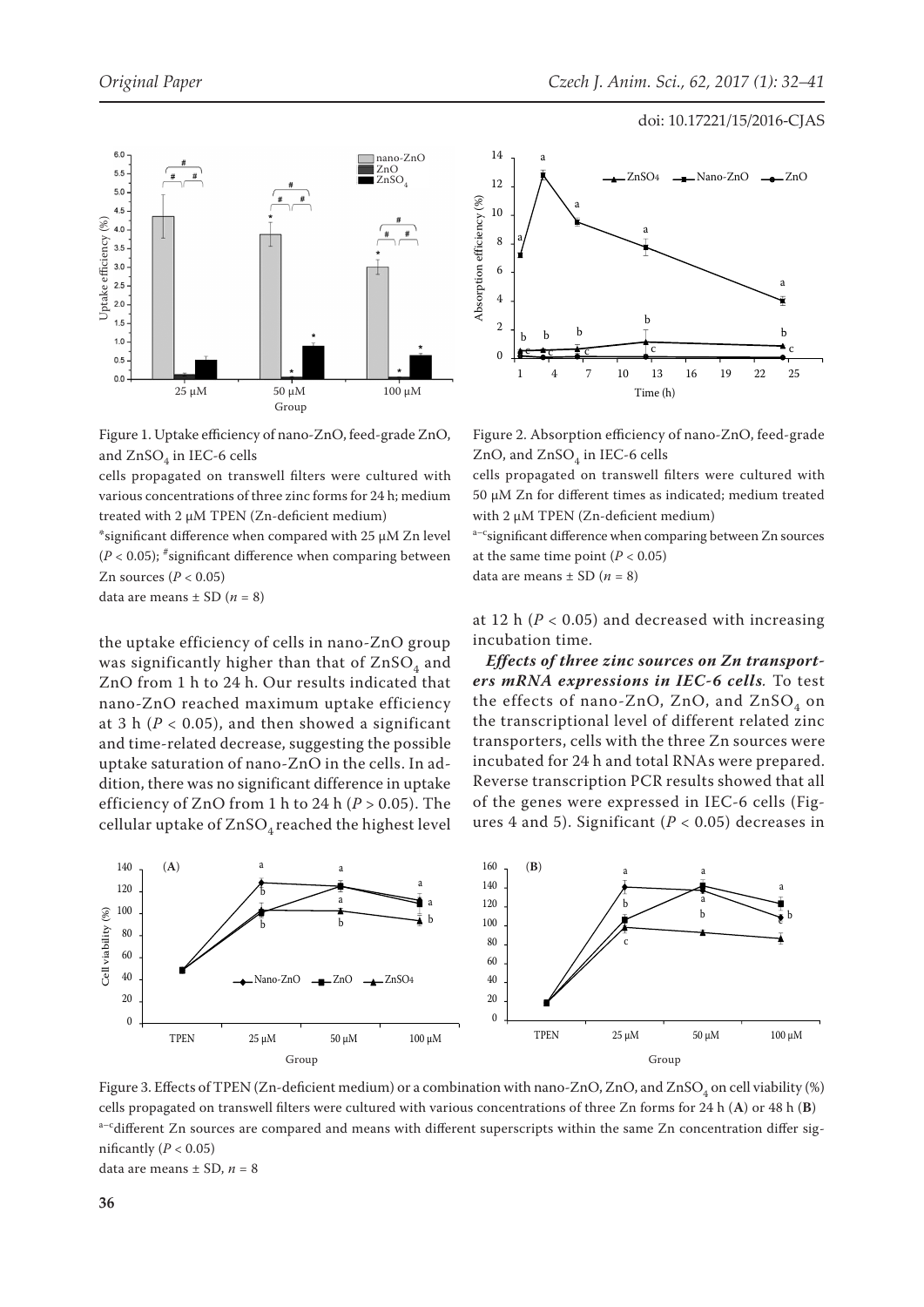Figure 1. Uptake efficiency of nano-ZnO, feed-grade ZnO, and $ZnSO_4$ in IEC-6 cells

cells propagated on transwell filters were cultured with various concentrations of three zinc forms for 24 h; medium treated with 2 μM TPEN (Zn-deficient medium)

*significant difference when compared with 25 μM Zn level ($P < 0.05$); #significant difference when comparing between Zn sources ($P < 0.05$)

data are means ± SD ($n = 8$)

Figure 2. Absorption efficiency of nano-ZnO, feed-grade ZnO, and $ZnSO_4$ in IEC-6 cells

cells propagated on transwell filters were cultured with 50 μM Zn for different times as indicated; medium treated with 2 μM TPEN (Zn-deficient medium)

a–csignificant difference when comparing between Zn sources at the same time point ($P < 0.05$)

data are means ± SD ($n = 8$)

the uptake efficiency of cells in nano-ZnO group was significantly higher than that of $ZnSO_4$ and ZnO from 1 h to 24 h. Our results indicated that nano-ZnO reached maximum uptake efficiency at 3 h ($P < 0.05$), and then showed a significant and time-related decrease, suggesting the possible uptake saturation of nano-ZnO in the cells. In addition, there was no significant difference in uptake efficiency of ZnO from 1 h to 24 h ($P > 0.05$). The cellular uptake of $ZnSO_4$ reached the highest level at 12 h ($P < 0.05$) and decreased with increasing incubation time.

***Effects of three zinc sources on Zn transporters mRNA expressions in IEC-6 cells.*** To test the effects of nano-ZnO, ZnO, and $ZnSO_4$ on the transcriptional level of different related zinc transporters, cells with the three Zn sources were incubated for 24 h and total RNAs were prepared. Reverse transcription PCR results showed that all of the genes were expressed in IEC-6 cells (Figures 4 and 5). Significant ($P < 0.05$) decreases in

Figure 3. Effects of TPEN (Zn-deficient medium) or a combination with nano-ZnO, ZnO, and $ZnSO_4$ on cell viability (%)

cells propagated on transwell filters were cultured with various concentrations of three Zn forms for 24 h (**A**) or 48 h (**B**)

a–cdifferent Zn sources are compared and means with different superscripts within the same Zn concentration differ significantly ($P < 0.05$)

data are means ± SD, $n = 8$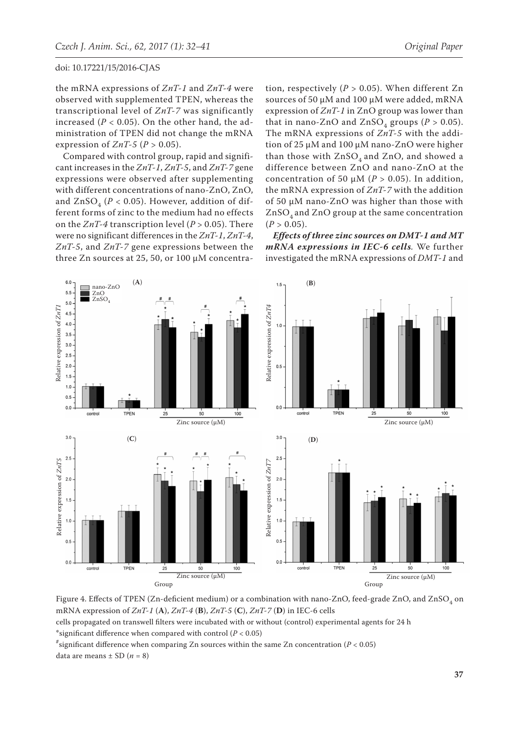the mRNA expressions of *ZnT-1* and *ZnT-4* were observed with supplemented TPEN, whereas the transcriptional level of *ZnT-7* was significantly increased ($P < 0.05$). On the other hand, the administration of TPEN did not change the mRNA expression of *ZnT-5* ($P > 0.05$).

Compared with control group, rapid and significant increases in the *ZnT-1*, *ZnT-5*, and *ZnT-7* gene expressions were observed after supplementing with different concentrations of nano-ZnO, ZnO, and $ZnSO_4$ ($P < 0.05$). However, addition of different forms of zinc to the medium had no effects on the *ZnT-4* transcription level ($P > 0.05$). There were no significant differences in the *ZnT-1*, *ZnT-4*, *ZnT-5*, and *ZnT-7* gene expressions between the three Zn sources at 25, 50, or 100 μM concentration, respectively ($P > 0.05$). When different Zn sources of 50 μM and 100 μM were added, mRNA expression of *ZnT-1* in ZnO group was lower than that in nano-ZnO and $ZnSO_4$ groups ($P > 0.05$). The mRNA expressions of *ZnT-5* with the addition of 25 μM and 100 μM nano-ZnO were higher than those with $ZnSO_4$ and ZnO, and showed a difference between ZnO and nano-ZnO at the concentration of 50 μM ($P > 0.05$). In addition, the mRNA expression of *ZnT-7* with the addition of 50 μM nano-ZnO was higher than those with $ZnSO_4$ and ZnO group at the same concentration ($P > 0.05$).

***Effects of three zinc sources on DMT-1 and MT mRNA expressions in IEC-6 cells.*** We further investigated the mRNA expressions of *DMT-1* and

Figure 4. Effects of TPEN (Zn-deficient medium) or a combination with nano-ZnO, feed-grade ZnO, and $ZnSO_4$ on mRNA expression of *ZnT-1* (**A**), *ZnT-4* (**B**), *ZnT-5* (**C**), *ZnT-7* (**D**) in IEC-6 cells

cells propagated on transwell filters were incubated with or without (control) experimental agents for 24 h

*significant difference when compared with control ($P < 0.05$)

#significant difference when comparing Zn sources within the same Zn concentration ($P < 0.05$)

data are means ± SD ($n = 8$)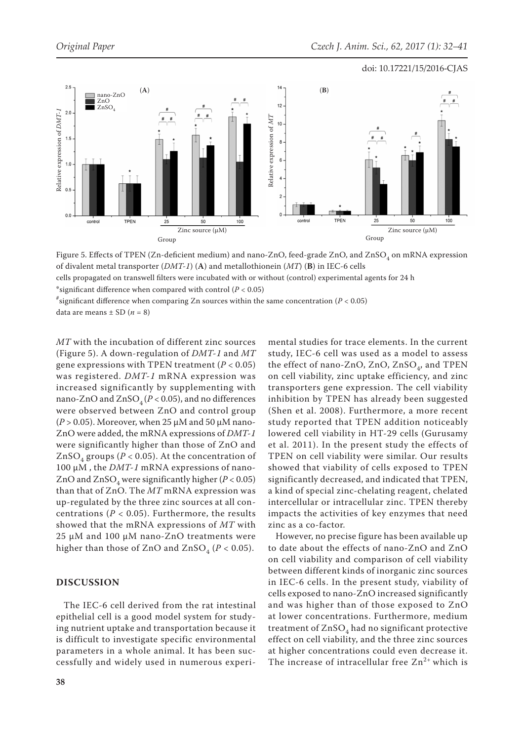Figure 5. Effects of TPEN (Zn-deficient medium) and nano-ZnO, feed-grade ZnO, and $ZnSO_4$ on mRNA expression of divalent metal transporter (*DMT-1*) (**A**) and metallothionein (*MT*) (**B**) in IEC-6 cells

cells propagated on transwell filters were incubated with or without (control) experimental agents for 24 h

*significant difference when compared with control ($P < 0.05$)

#significant difference when comparing Zn sources within the same concentration ($P < 0.05$)

data are means ± SD ($n = 8$)

*MT* with the incubation of different zinc sources (Figure 5). A down-regulation of *DMT-1* and *MT* gene expressions with TPEN treatment ($P < 0.05$) was registered. *DMT-1* mRNA expression was increased significantly by supplementing with nano-ZnO and $ZnSO_4$ ($P < 0.05$), and no differences were observed between ZnO and control group ($P > 0.05$). Moreover, when 25 μM and 50 μM nano-ZnO were added, the mRNA expressions of *DMT-1* were significantly higher than those of ZnO and $ZnSO_4$ groups ($P < 0.05$). At the concentration of 100 μM , the *DMT-1* mRNA expressions of nano-ZnO and $ZnSO_4$ were significantly higher ($P < 0.05$) than that of ZnO. The *MT* mRNA expression was up-regulated by the three zinc sources at all concentrations ($P < 0.05$). Furthermore, the results showed that the mRNA expressions of *MT* with 25 μM and 100 μM nano-ZnO treatments were higher than those of ZnO and $ZnSO_4$ ($P < 0.05$).

## DISCUSSION

The IEC-6 cell derived from the rat intestinal epithelial cell is a good model system for studying nutrient uptake and transportation because it is difficult to investigate specific environmental parameters in a whole animal. It has been successfully and widely used in numerous experimental studies for trace elements. In the current study, IEC-6 cell was used as a model to assess the effect of nano-ZnO, ZnO, $ZnSO_4$, and TPEN on cell viability, zinc uptake efficiency, and zinc transporters gene expression. The cell viability inhibition by TPEN has already been suggested (Shen et al. 2008). Furthermore, a more recent study reported that TPEN addition noticeably lowered cell viability in HT-29 cells (Gurusamy et al. 2011). In the present study the effects of TPEN on cell viability were similar. Our results showed that viability of cells exposed to TPEN significantly decreased, and indicated that TPEN, a kind of special zinc-chelating reagent, chelated intercellular or intracellular zinc. TPEN thereby impacts the activities of key enzymes that need zinc as a co-factor.

However, no precise figure has been available up to date about the effects of nano-ZnO and ZnO on cell viability and comparison of cell viability between different kinds of inorganic zinc sources in IEC-6 cells. In the present study, viability of cells exposed to nano-ZnO increased significantly and was higher than of those exposed to ZnO at lower concentrations. Furthermore, medium treatment of $ZnSO_4$ had no significant protective effect on cell viability, and the three zinc sources at higher concentrations could even decrease it. The increase of intracellular free $Zn^{2+}$ which is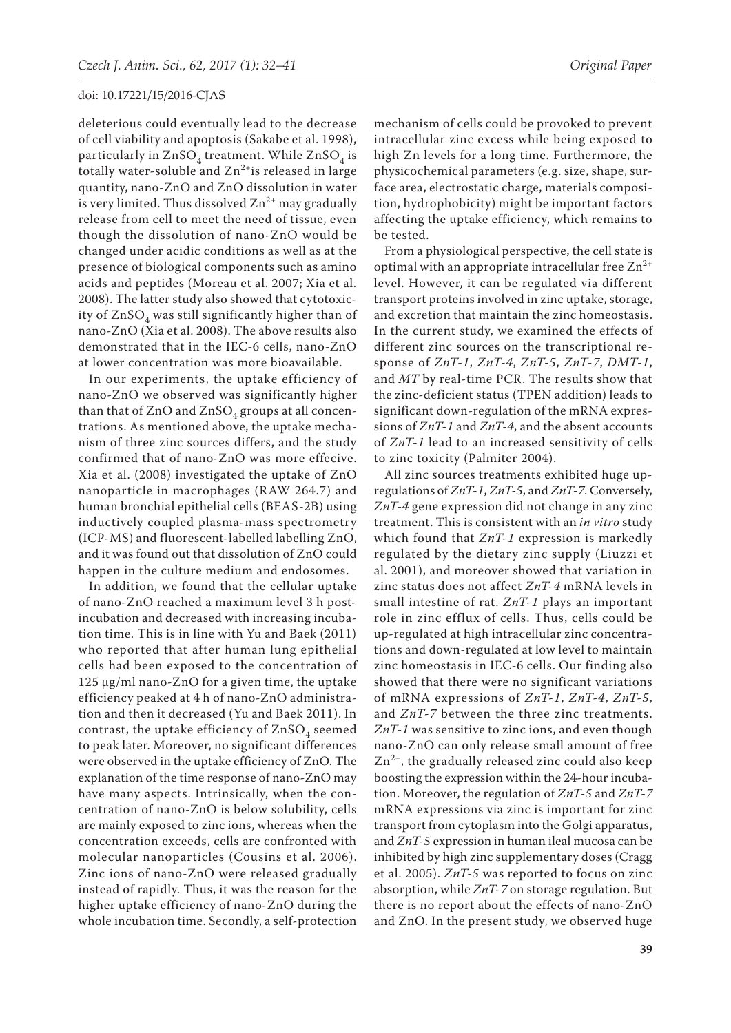deleterious could eventually lead to the decrease of cell viability and apoptosis (Sakabe et al. 1998), particularly in $ZnSO_4$ treatment. While $ZnSO_4$ is totally water-soluble and $Zn^{2+}$is released in large quantity, nano-ZnO and ZnO dissolution in water is very limited. Thus dissolved $Zn^{2+}$ may gradually release from cell to meet the need of tissue, even though the dissolution of nano-ZnO would be changed under acidic conditions as well as at the presence of biological components such as amino acids and peptides (Moreau et al. 2007; Xia et al. 2008). The latter study also showed that cytotoxicity of $ZnSO_4$ was still significantly higher than of nano-ZnO (Xia et al. 2008). The above results also demonstrated that in the IEC-6 cells, nano-ZnO at lower concentration was more bioavailable.

In our experiments, the uptake efficiency of nano-ZnO we observed was significantly higher than that of ZnO and $ZnSO_4$ groups at all concentrations. As mentioned above, the uptake mechanism of three zinc sources differs, and the study confirmed that of nano-ZnO was more effecive. Xia et al. (2008) investigated the uptake of ZnO nanoparticle in macrophages (RAW 264.7) and human bronchial epithelial cells (BEAS-2B) using inductively coupled plasma-mass spectrometry (ICP-MS) and fluorescent-labelled labelling ZnO, and it was found out that dissolution of ZnO could happen in the culture medium and endosomes.

In addition, we found that the cellular uptake of nano-ZnO reached a maximum level 3 h post-incubation and decreased with increasing incubation time. This is in line with Yu and Baek (2011) who reported that after human lung epithelial cells had been exposed to the concentration of 125 μg/ml nano-ZnO for a given time, the uptake efficiency peaked at 4 h of nano-ZnO administration and then it decreased (Yu and Baek 2011). In contrast, the uptake efficiency of $ZnSO_4$ seemed to peak later. Moreover, no significant differences were observed in the uptake efficiency of ZnO. The explanation of the time response of nano-ZnO may have many aspects. Intrinsically, when the concentration of nano-ZnO is below solubility, cells are mainly exposed to zinc ions, whereas when the concentration exceeds, cells are confronted with molecular nanoparticles (Cousins et al. 2006). Zinc ions of nano-ZnO were released gradually instead of rapidly. Thus, it was the reason for the higher uptake efficiency of nano-ZnO during the whole incubation time. Secondly, a self-protection mechanism of cells could be provoked to prevent intracellular zinc excess while being exposed to high Zn levels for a long time. Furthermore, the physicochemical parameters (e.g. size, shape, surface area, electrostatic charge, materials composition, hydrophobicity) might be important factors affecting the uptake efficiency, which remains to be tested.

From a physiological perspective, the cell state is optimal with an appropriate intracellular free $Zn^{2+}$ level. However, it can be regulated via different transport proteins involved in zinc uptake, storage, and excretion that maintain the zinc homeostasis. In the current study, we examined the effects of different zinc sources on the transcriptional response of *ZnT-1*, *ZnT-4*, *ZnT-5*, *ZnT-7*, *DMT-1*, and *MT* by real-time PCR. The results show that the zinc-deficient status (TPEN addition) leads to significant down-regulation of the mRNA expressions of *ZnT-1* and *ZnT-4*, and the absent accounts of *ZnT-1* lead to an increased sensitivity of cells to zinc toxicity (Palmiter 2004).

All zinc sources treatments exhibited huge up-regulations of *ZnT-1*, *ZnT-5*, and *ZnT-7*. Conversely, *ZnT-4* gene expression did not change in any zinc treatment. This is consistent with an *in vitro* study which found that *ZnT-1* expression is markedly regulated by the dietary zinc supply (Liuzzi et al. 2001), and moreover showed that variation in zinc status does not affect *ZnT-4* mRNA levels in small intestine of rat. *ZnT-1* plays an important role in zinc efflux of cells. Thus, cells could be up-regulated at high intracellular zinc concentrations and down-regulated at low level to maintain zinc homeostasis in IEC-6 cells. Our finding also showed that there were no significant variations of mRNA expressions of *ZnT-1*, *ZnT-4*, *ZnT-5*, and *ZnT-7* between the three zinc treatments. *ZnT-1* was sensitive to zinc ions, and even though nano-ZnO can only release small amount of free $Zn^{2+}$, the gradually released zinc could also keep boosting the expression within the 24-hour incubation. Moreover, the regulation of *ZnT-5* and *ZnT-7* mRNA expressions via zinc is important for zinc transport from cytoplasm into the Golgi apparatus, and *ZnT-5* expression in human ileal mucosa can be inhibited by high zinc supplementary doses (Cragg et al. 2005). *ZnT-5* was reported to focus on zinc absorption, while *ZnT-7* on storage regulation. But there is no report about the effects of nano-ZnO and ZnO. In the present study, we observed huge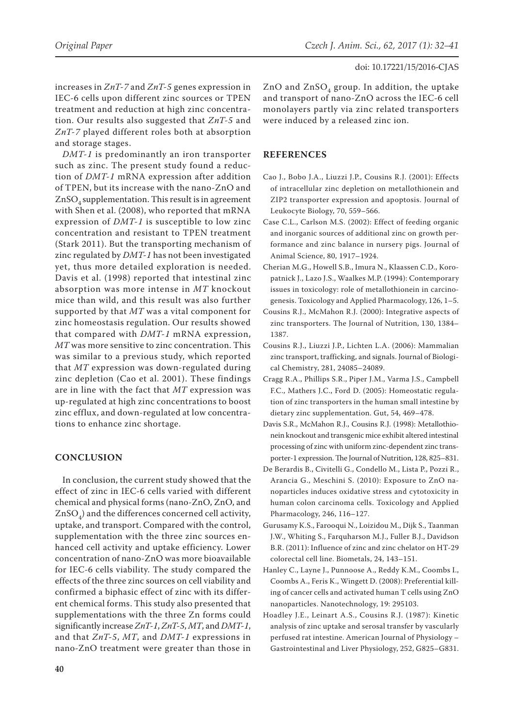increases in *ZnT-7* and *ZnT-5* genes expression in IEC-6 cells upon different zinc sources or TPEN treatment and reduction at high zinc concentration. Our results also suggested that *ZnT-5* and *ZnT-7* played different roles both at absorption and storage stages.

*DMT-1* is predominantly an iron transporter such as zinc. The present study found a reduction of *DMT-1* mRNA expression after addition of TPEN, but its increase with the nano-ZnO and $ZnSO_4$ supplementation. This result is in agreement with Shen et al. (2008), who reported that mRNA expression of *DMT-1* is susceptible to low zinc concentration and resistant to TPEN treatment (Stark 2011). But the transporting mechanism of zinc regulated by *DMT-1* has not been investigated yet, thus more detailed exploration is needed. Davis et al. (1998) reported that intestinal zinc absorption was more intense in *MT* knockout mice than wild, and this result was also further supported by that *MT* was a vital component for zinc homeostasis regulation. Our results showed that compared with *DMT-1* mRNA expression, *MT* was more sensitive to zinc concentration. This was similar to a previous study, which reported that *MT* expression was down-regulated during zinc depletion (Cao et al. 2001). These findings are in line with the fact that *MT* expression was up-regulated at high zinc concentrations to boost zinc efflux, and down-regulated at low concentrations to enhance zinc shortage.

## CONCLUSION

In conclusion, the current study showed that the effect of zinc in IEC-6 cells varied with different chemical and physical forms (nano-ZnO, ZnO, and $ZnSO_4$) and the differences concerned cell activity, uptake, and transport. Compared with the control, supplementation with the three zinc sources enhanced cell activity and uptake efficiency. Lower concentration of nano-ZnO was more bioavailable for IEC-6 cells viability. The study compared the effects of the three zinc sources on cell viability and confirmed a biphasic effect of zinc with its different chemical forms. This study also presented that supplementations with the three Zn forms could significantly increase *ZnT-1*, *ZnT-5*, *MT*, and *DMT-1*, and that *ZnT-5*, *MT*, and *DMT-1* expressions in nano-ZnO treatment were greater than those in ZnO and $ZnSO_4$ group. In addition, the uptake and transport of nano-ZnO across the IEC-6 cell monolayers partly via zinc related transporters were induced by a released zinc ion.

## REFERENCES

Cao J., Bobo J.A., Liuzzi J.P., Cousins R.J. (2001): Effects of intracellular zinc depletion on metallothionein and ZIP2 transporter expression and apoptosis. Journal of Leukocyte Biology, 70, 559–566.

Case C.L., Carlson M.S. (2002): Effect of feeding organic and inorganic sources of additional zinc on growth performance and zinc balance in nursery pigs. Journal of Animal Science, 80, 1917–1924.

Cherian M.G., Howell S.B., Imura N., Klaassen C.D., Koropatnick J., Lazo J.S., Waalkes M.P. (1994): Contemporary issues in toxicology: role of metallothionein in carcinogenesis. Toxicology and Applied Pharmacology, 126, 1–5.

Cousins R.J., McMahon R.J. (2000): Integrative aspects of zinc transporters. The Journal of Nutrition, 130, 1384–1387.

Cousins R.J., Liuzzi J.P., Lichten L.A. (2006): Mammalian zinc transport, trafficking, and signals. Journal of Biological Chemistry, 281, 24085–24089.

Cragg R.A., Phillips S.R., Piper J.M., Varma J.S., Campbell F.C., Mathers J.C., Ford D. (2005): Homeostatic regulation of zinc transporters in the human small intestine by dietary zinc supplementation. Gut, 54, 469–478.

Davis S.R., McMahon R.J., Cousins R.J. (1998): Metallothionein knockout and transgenic mice exhibit altered intestinal processing of zinc with uniform zinc-dependent zinc transporter-1 expression. The Journal of Nutrition, 128, 825–831.

De Berardis B., Civitelli G., Condello M., Lista P., Pozzi R., Arancia G., Meschini S. (2010): Exposure to ZnO nanoparticles induces oxidative stress and cytotoxicity in human colon carcinoma cells. Toxicology and Applied Pharmacology, 246, 116–127.

Gurusamy K.S., Farooqui N., Loizidou M., Dijk S., Taanman J.W., Whiting S., Farquharson M.J., Fuller B.J., Davidson B.R. (2011): Influence of zinc and zinc chelator on HT-29 colorectal cell line. Biometals, 24, 143–151.

Hanley C., Layne J., Punnoose A., Reddy K.M., Coombs I., Coombs A., Feris K., Wingett D. (2008): Preferential killing of cancer cells and activated human T cells using ZnO nanoparticles. Nanotechnology, 19: 295103.

Hoadley J.E., Leinart A.S., Cousins R.J. (1987): Kinetic analysis of zinc uptake and serosal transfer by vascularly perfused rat intestine. American Journal of Physiology – Gastrointestinal and Liver Physiology, 252, G825–G831.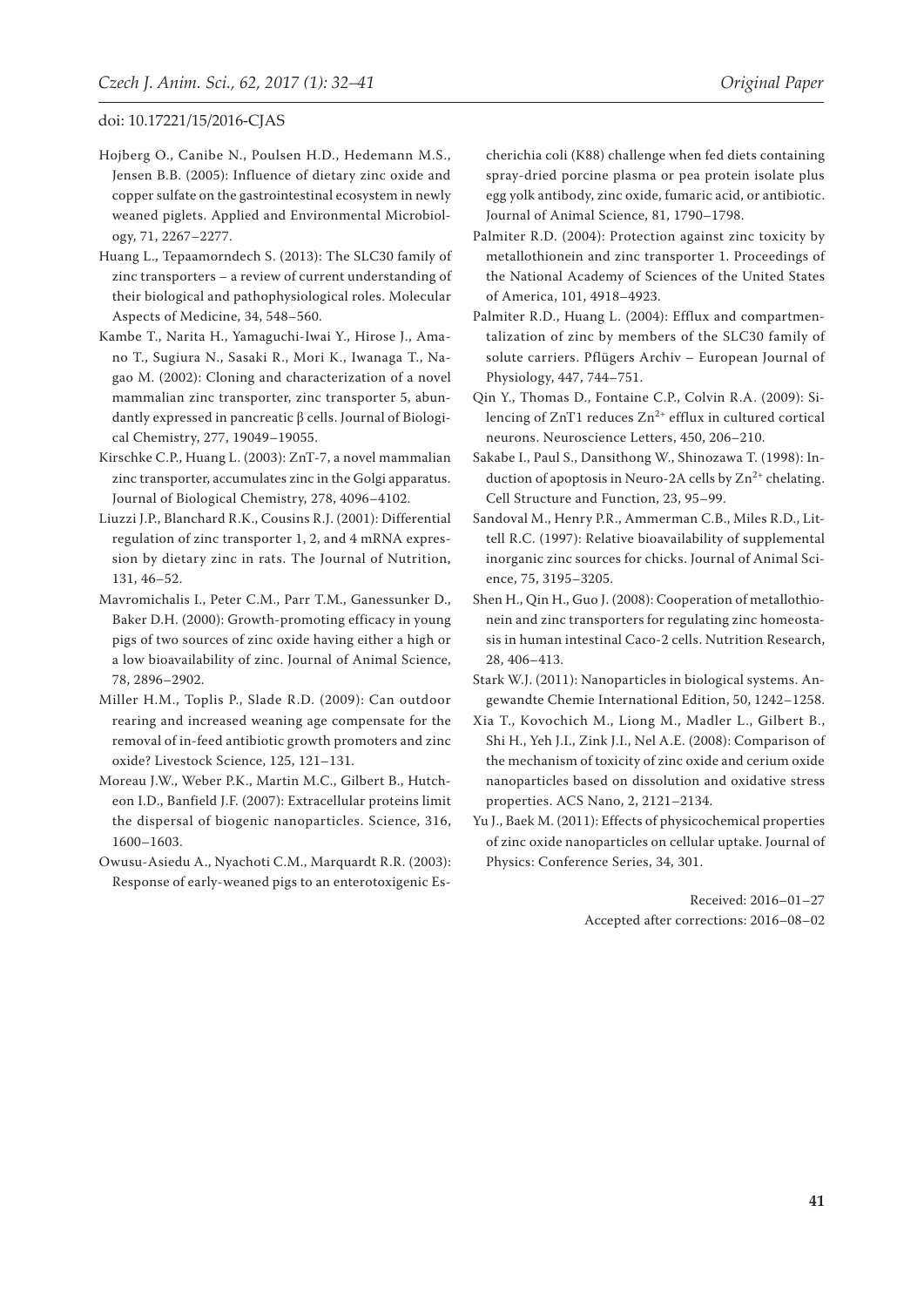Hojberg O., Canibe N., Poulsen H.D., Hedemann M.S., Jensen B.B. (2005): Influence of dietary zinc oxide and copper sulfate on the gastrointestinal ecosystem in newly weaned piglets. Applied and Environmental Microbiology, 71, 2267–2277.

Huang L., Tepaamorndech S. (2013): The SLC30 family of zinc transporters – a review of current understanding of their biological and pathophysiological roles. Molecular Aspects of Medicine, 34, 548–560.

Kambe T., Narita H., Yamaguchi-Iwai Y., Hirose J., Amano T., Sugiura N., Sasaki R., Mori K., Iwanaga T., Nagao M. (2002): Cloning and characterization of a novel mammalian zinc transporter, zinc transporter 5, abundantly expressed in pancreatic β cells. Journal of Biological Chemistry, 277, 19049–19055.

Kirschke C.P., Huang L. (2003): ZnT-7, a novel mammalian zinc transporter, accumulates zinc in the Golgi apparatus. Journal of Biological Chemistry, 278, 4096–4102.

Liuzzi J.P., Blanchard R.K., Cousins R.J. (2001): Differential regulation of zinc transporter 1, 2, and 4 mRNA expression by dietary zinc in rats. The Journal of Nutrition, 131, 46–52.

Mavromichalis I., Peter C.M., Parr T.M., Ganessunker D., Baker D.H. (2000): Growth-promoting efficacy in young pigs of two sources of zinc oxide having either a high or a low bioavailability of zinc. Journal of Animal Science, 78, 2896–2902.

Miller H.M., Toplis P., Slade R.D. (2009): Can outdoor rearing and increased weaning age compensate for the removal of in-feed antibiotic growth promoters and zinc oxide? Livestock Science, 125, 121–131.

Moreau J.W., Weber P.K., Martin M.C., Gilbert B., Hutcheon I.D., Banfield J.F. (2007): Extracellular proteins limit the dispersal of biogenic nanoparticles. Science, 316, 1600–1603.

Owusu-Asiedu A., Nyachoti C.M., Marquardt R.R. (2003): Response of early-weaned pigs to an enterotoxigenic Escherichia coli (K88) challenge when fed diets containing spray-dried porcine plasma or pea protein isolate plus egg yolk antibody, zinc oxide, fumaric acid, or antibiotic. Journal of Animal Science, 81, 1790–1798.

Palmiter R.D. (2004): Protection against zinc toxicity by metallothionein and zinc transporter 1. Proceedings of the National Academy of Sciences of the United States of America, 101, 4918–4923.

Palmiter R.D., Huang L. (2004): Efflux and compartmentalization of zinc by members of the SLC30 family of solute carriers. Pflügers Archiv – European Journal of Physiology, 447, 744–751.

Qin Y., Thomas D., Fontaine C.P., Colvin R.A. (2009): Silencing of ZnT1 reduces $Zn^{2+}$ efflux in cultured cortical neurons. Neuroscience Letters, 450, 206–210.

Sakabe I., Paul S., Dansithong W., Shinozawa T. (1998): Induction of apoptosis in Neuro-2A cells by $Zn^{2+}$ chelating. Cell Structure and Function, 23, 95–99.

Sandoval M., Henry P.R., Ammerman C.B., Miles R.D., Littell R.C. (1997): Relative bioavailability of supplemental inorganic zinc sources for chicks. Journal of Animal Science, 75, 3195–3205.

Shen H., Qin H., Guo J. (2008): Cooperation of metallothionein and zinc transporters for regulating zinc homeostasis in human intestinal Caco-2 cells. Nutrition Research, 28, 406–413.

Stark W.J. (2011): Nanoparticles in biological systems. Angewandte Chemie International Edition, 50, 1242–1258.

Xia T., Kovochich M., Liong M., Madler L., Gilbert B., Shi H., Yeh J.I., Zink J.I., Nel A.E. (2008): Comparison of the mechanism of toxicity of zinc oxide and cerium oxide nanoparticles based on dissolution and oxidative stress properties. ACS Nano, 2, 2121–2134.

Yu J., Baek M. (2011): Effects of physicochemical properties of zinc oxide nanoparticles on cellular uptake. Journal of Physics: Conference Series, 34, 301.

Received: 2016–01–27
Accepted after corrections: 2016–08–02